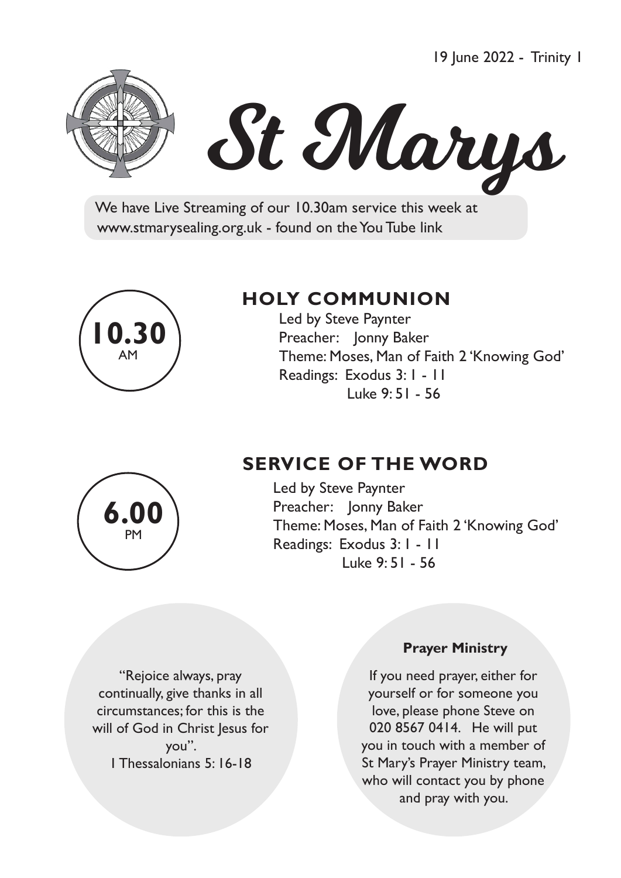19 June 2022 - Trinity 1

# St Marys

We have Live Streaming of our 10.30am service this week at www.stmarysealing.org.uk - found on the You Tube link

**10.30** AM

## HOLY COMMUNION

Led by Steve Paynter
Preacher: Jonny Baker
Theme: Moses, Man of Faith 2 'Knowing God'
Readings: Exodus 3: 1 - 11
Luke 9: 51 - 56

**6.00** PM

## SERVICE OF THE WORD

Led by Steve Paynter
Preacher: Jonny Baker
Theme: Moses, Man of Faith 2 'Knowing God'
Readings: Exodus 3: 1 - 11
Luke 9: 51 - 56

"Rejoice always, pray continually, give thanks in all circumstances; for this is the will of God in Christ Jesus for you".
1 Thessalonians 5: 16-18

**Prayer Ministry**

If you need prayer, either for yourself or for someone you love, please phone Steve on 020 8567 0414. He will put you in touch with a member of St Mary's Prayer Ministry team, who will contact you by phone and pray with you.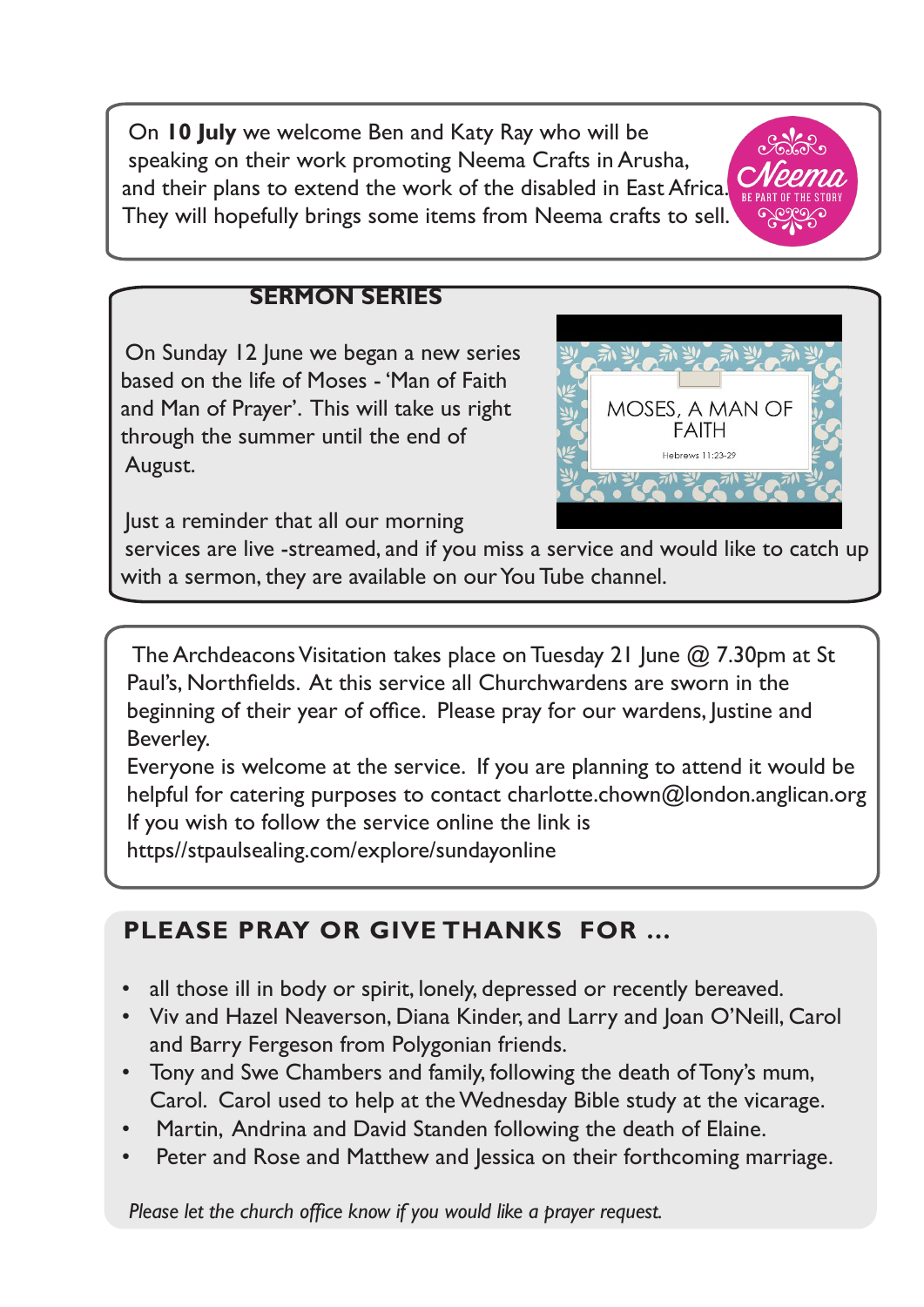On **10 July** we welcome Ben and Katy Ray who will be speaking on their work promoting Neema Crafts in Arusha, and their plans to extend the work of the disabled in East Africa. They will hopefully brings some items from Neema crafts to sell.

Neema
BE PART OF THE STORY

## SERMON SERIES

On Sunday 12 June we began a new series based on the life of Moses - 'Man of Faith and Man of Prayer'. This will take us right through the summer until the end of August.

MOSES, A MAN OF FAITH
Hebrews 11:23-29

Just a reminder that all our morning services are live -streamed, and if you miss a service and would like to catch up with a sermon, they are available on our You Tube channel.

The Archdeacons Visitation takes place on Tuesday 21 June @ 7.30pm at St Paul's, Northfields. At this service all Churchwardens are sworn in the beginning of their year of office. Please pray for our wardens, Justine and Beverley.

Everyone is welcome at the service. If you are planning to attend it would be helpful for catering purposes to contact charlotte.chown@london.anglican.org

If you wish to follow the service online the link is https//stpaulsealing.com/explore/sundayonline

## PLEASE PRAY OR GIVE THANKS FOR ...

- all those ill in body or spirit, lonely, depressed or recently bereaved.
- Viv and Hazel Neaverson, Diana Kinder, and Larry and Joan O'Neill, Carol and Barry Fergeson from Polygonian friends.
- Tony and Swe Chambers and family, following the death of Tony's mum, Carol. Carol used to help at the Wednesday Bible study at the vicarage.
- Martin, Andrina and David Standen following the death of Elaine.
- Peter and Rose and Matthew and Jessica on their forthcoming marriage.

*Please let the church office know if you would like a prayer request.*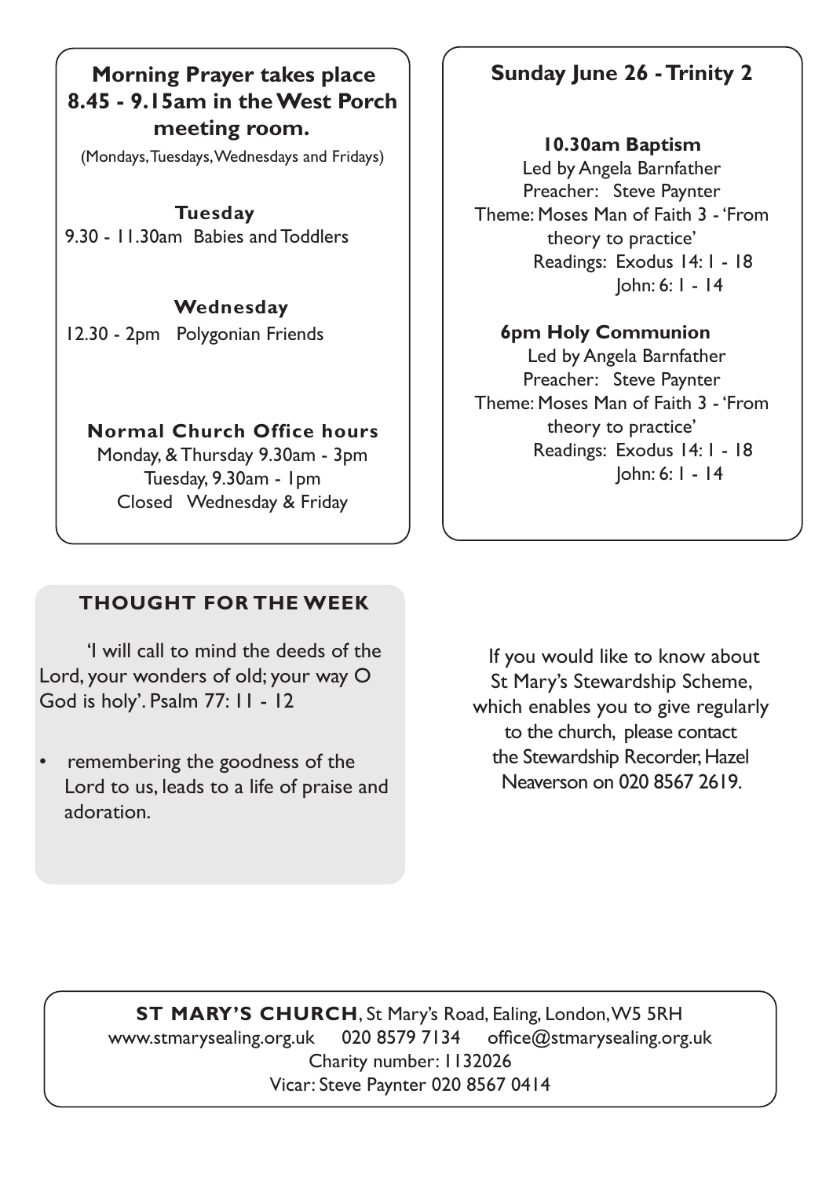**Morning Prayer takes place 8.45 - 9.15am in the West Porch meeting room.**

(Mondays, Tuesdays, Wednesdays and Fridays)

**Tuesday**

9.30 - 11.30am Babies and Toddlers

**Wednesday**

12.30 - 2pm Polygonian Friends

**Normal Church Office hours**

Monday, & Thursday 9.30am - 3pm
Tuesday, 9.30am - 1pm
Closed Wednesday & Friday

## Sunday June 26 - Trinity 2

**10.30am Baptism**

Led by Angela Barnfather
Preacher: Steve Paynter
Theme: Moses Man of Faith 3 - 'From theory to practice'
Readings: Exodus 14: 1 - 18
John: 6: 1 - 14

**6pm Holy Communion**

Led by Angela Barnfather
Preacher: Steve Paynter
Theme: Moses Man of Faith 3 - 'From theory to practice'
Readings: Exodus 14: 1 - 18
John: 6: 1 - 14

## THOUGHT FOR THE WEEK

'I will call to mind the deeds of the Lord, your wonders of old; your way O God is holy'. Psalm 77: 11 - 12

- remembering the goodness of the Lord to us, leads to a life of praise and adoration.

If you would like to know about St Mary's Stewardship Scheme, which enables you to give regularly to the church, please contact the Stewardship Recorder, Hazel Neaverson on 020 8567 2619.

**ST MARY'S CHURCH**, St Mary's Road, Ealing, London, W5 5RH
www.stmarysealing.org.uk 020 8579 7134 office@stmarysealing.org.uk
Charity number: 1132026
Vicar: Steve Paynter 020 8567 0414